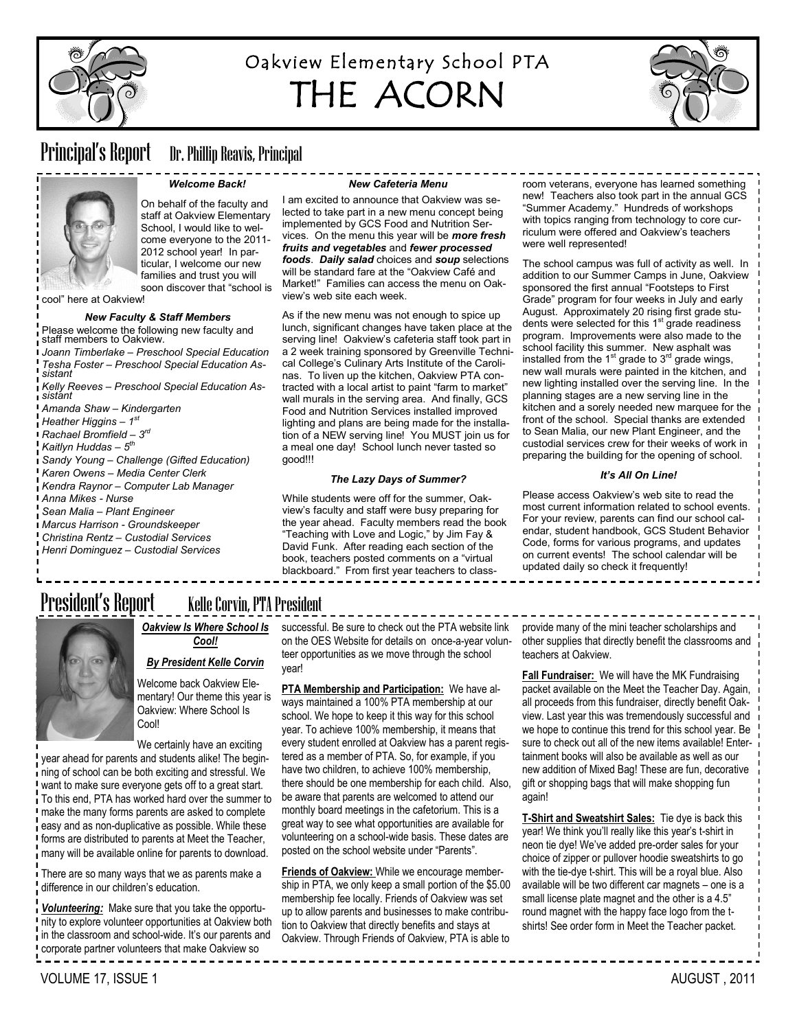# Oakview Elementary School PTA
# THE ACORN

## Principal's Report — Dr. Phillip Reavis, Principal

### *Welcome Back!*

On behalf of the faculty and staff at Oakview Elementary School, I would like to welcome everyone to the 2011-2012 school year! In particular, I welcome our new families and trust you will soon discover that "school is cool" here at Oakview!

### *New Faculty & Staff Members*

Please welcome the following new faculty and staff members to Oakview.

*Joann Timberlake – Preschool Special Education*
*Tesha Foster – Preschool Special Education Assistant*
*Kelly Reeves – Preschool Special Education Assistant*
*Amanda Shaw – Kindergarten*
*Heather Higgins – 1st*
*Rachael Bromfield – 3rd*
*Kaitlyn Huddas – 5th*
*Sandy Young – Challenge (Gifted Education)*
*Karen Owens – Media Center Clerk*
*Kendra Raynor – Computer Lab Manager*
*Anna Mikes - Nurse*
*Sean Malia – Plant Engineer*
*Marcus Harrison - Groundskeeper*
*Christina Rentz – Custodial Services*
*Henri Dominguez – Custodial Services*

### *New Cafeteria Menu*

I am excited to announce that Oakview was selected to take part in a new menu concept being implemented by GCS Food and Nutrition Services. On the menu this year will be ***more fresh fruits and vegetables*** and ***fewer processed foods***. ***Daily salad*** choices and ***soup*** selections will be standard fare at the "Oakview Café and Market!" Families can access the menu on Oakview's web site each week.

As if the new menu was not enough to spice up lunch, significant changes have taken place at the serving line! Oakview's cafeteria staff took part in a 2 week training sponsored by Greenville Technical College's Culinary Arts Institute of the Carolinas. To liven up the kitchen, Oakview PTA contracted with a local artist to paint "farm to market" wall murals in the serving area. And finally, GCS Food and Nutrition Services installed improved lighting and plans are being made for the installation of a NEW serving line! You MUST join us for a meal one day! School lunch never tasted so good!!!

### *The Lazy Days of Summer?*

While students were off for the summer, Oakview's faculty and staff were busy preparing for the year ahead. Faculty members read the book "Teaching with Love and Logic," by Jim Fay & David Funk. After reading each section of the book, teachers posted comments on a "virtual blackboard." From first year teachers to classroom veterans, everyone has learned something new! Teachers also took part in the annual GCS "Summer Academy." Hundreds of workshops with topics ranging from technology to core curriculum were offered and Oakview's teachers were well represented!

The school campus was full of activity as well. In addition to our Summer Camps in June, Oakview sponsored the first annual "Footsteps to First Grade" program for four weeks in July and early August. Approximately 20 rising first grade students were selected for this 1st grade readiness program. Improvements were also made to the school facility this summer. New asphalt was installed from the 1st grade to 3rd grade wings, new wall murals were painted in the kitchen, and new lighting installed over the serving line. In the planning stages are a new serving line in the kitchen and a sorely needed new marquee for the front of the school. Special thanks are extended to Sean Malia, our new Plant Engineer, and the custodial services crew for their weeks of work in preparing the building for the opening of school.

### *It's All On Line!*

Please access Oakview's web site to read the most current information related to school events. For your review, parents can find our school calendar, student handbook, GCS Student Behavior Code, forms for various programs, and updates on current events! The school calendar will be updated daily so check it frequently!

## President's Report — Kelle Corvin, PTA President

***Oakview Is Where School Is Cool!***

***By President Kelle Corvin***

Welcome back Oakview Elementary! Our theme this year is Oakview: Where School Is Cool!

We certainly have an exciting year ahead for parents and students alike! The beginning of school can be both exciting and stressful. We want to make sure everyone gets off to a great start. To this end, PTA has worked hard over the summer to make the many forms parents are asked to complete easy and as non-duplicative as possible. While these forms are distributed to parents at Meet the Teacher, many will be available online for parents to download.

There are so many ways that we as parents make a difference in our children's education.

***Volunteering:*** Make sure that you take the opportunity to explore volunteer opportunities at Oakview both in the classroom and school-wide. It's our parents and corporate partner volunteers that make Oakview so successful. Be sure to check out the PTA website link on the OES Website for details on once-a-year volunteer opportunities as we move through the school year!

**PTA Membership and Participation:** We have always maintained a 100% PTA membership at our school. We hope to keep it this way for this school year. To achieve 100% membership, it means that every student enrolled at Oakview has a parent registered as a member of PTA. So, for example, if you have two children, to achieve 100% membership, there should be one membership for each child. Also, be aware that parents are welcomed to attend our monthly board meetings in the cafetorium. This is a great way to see what opportunities are available for volunteering on a school-wide basis. These dates are posted on the school website under "Parents".

**Friends of Oakview:** While we encourage membership in PTA, we only keep a small portion of the $5.00 membership fee locally. Friends of Oakview was set up to allow parents and businesses to make contribution to Oakview that directly benefits and stays at Oakview. Through Friends of Oakview, PTA is able to provide many of the mini teacher scholarships and other supplies that directly benefit the classrooms and teachers at Oakview.

**Fall Fundraiser:** We will have the MK Fundraising packet available on the Meet the Teacher Day. Again, all proceeds from this fundraiser, directly benefit Oakview. Last year this was tremendously successful and we hope to continue this trend for this school year. Be sure to check out all of the new items available! Entertainment books will also be available as well as our new addition of Mixed Bag! These are fun, decorative gift or shopping bags that will make shopping fun again!

**T-Shirt and Sweatshirt Sales:** Tie dye is back this year! We think you'll really like this year's t-shirt in neon tie dye! We've added pre-order sales for your choice of zipper or pullover hoodie sweatshirts to go with the tie-dye t-shirt. This will be a royal blue. Also available will be two different car magnets – one is a small license plate magnet and the other is a 4.5" round magnet with the happy face logo from the t-shirts! See order form in Meet the Teacher packet.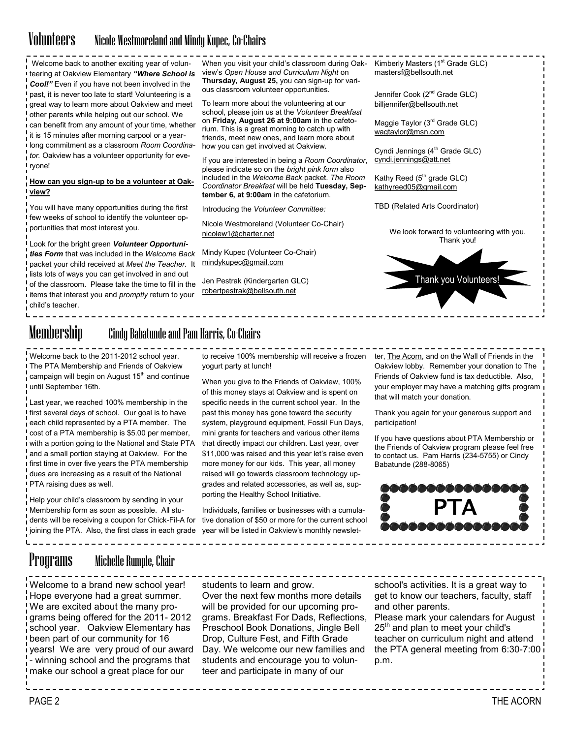## Volunteers — Nicole Westmoreland and Mindy Kupec, Co-Chairs

Welcome back to another exciting year of volunteering at Oakview Elementary ***"Where School is Cool!"*** Even if you have not been involved in the past, it is never too late to start! Volunteering is a great way to learn more about Oakview and meet other parents while helping out our school. We can benefit from any amount of your time, whether it is 15 minutes after morning carpool or a year-long commitment as a classroom *Room Coordinator.* Oakview has a volunteer opportunity for everyone!

**How can you sign-up to be a volunteer at Oakview?**

You will have many opportunities during the first few weeks of school to identify the volunteer opportunities that most interest you.

Look for the bright green ***Volunteer Opportunities Form*** that was included in the *Welcome Back* packet your child received at *Meet the Teacher*. It lists lots of ways you can get involved in and out of the classroom. Please take the time to fill in the items that interest you and *promptly* return to your child's teacher.

When you visit your child's classroom during Oakview's *Open House and Curriculum Night* on **Thursday, August 25,** you can sign-up for various classroom volunteer opportunities.

To learn more about the volunteering at our school, please join us at the *Volunteer Breakfast* on **Friday, August 26 at 9:00am** in the cafetorium. This is a great morning to catch up with friends, meet new ones, and learn more about how you can get involved at Oakview.

If you are interested in being a *Room Coordinator*, please indicate so on the *bright pink form* also included in the *Welcome Back* packet. *The Room Coordinator Breakfast* will be held **Tuesday, September 6, at 9:00am** in the cafetorium.

Introducing the *Volunteer Committee:*

Nicole Westmoreland (Volunteer Co-Chair)
nicolew1@charter.net

Mindy Kupec (Volunteer Co-Chair)
mindykupec@gmail.com

Jen Pestrak (Kindergarten GLC)
robertpestrak@bellsouth.net

Kimberly Masters (1st Grade GLC)
mastersf@bellsouth.net

Jennifer Cook (2nd Grade GLC)
billjennifer@bellsouth.net

Maggie Taylor (3rd Grade GLC)
wagtaylor@msn.com

Cyndi Jennings (4th Grade GLC)
cyndi.jennings@att.net

Kathy Reed (5th grade GLC)
kathyreed05@gmail.com

TBD (Related Arts Coordinator)

We look forward to volunteering with you. Thank you!

Thank you Volunteers!

## Membership — Cindy Babatunde and Pam Harris, Co-Chairs

Welcome back to the 2011-2012 school year. The PTA Membership and Friends of Oakview campaign will begin on August 15th and continue until September 16th.

Last year, we reached 100% membership in the first several days of school. Our goal is to have each child represented by a PTA member. The cost of a PTA membership is $5.00 per member, with a portion going to the National and State PTA and a small portion staying at Oakview. For the first time in over five years the PTA membership dues are increasing as a result of the National PTA raising dues as well.

Help your child's classroom by sending in your Membership form as soon as possible. All students will be receiving a coupon for Chick-Fil-A for joining the PTA. Also, the first class in each grade to receive 100% membership will receive a frozen yogurt party at lunch!

When you give to the Friends of Oakview, 100% of this money stays at Oakview and is spent on specific needs in the current school year. In the past this money has gone toward the security system, playground equipment, Fossil Fun Days, mini grants for teachers and various other items that directly impact our children. Last year, over $11,000 was raised and this year let's raise even more money for our kids. This year, all money raised will go towards classroom technology upgrades and related accessories, as well as, supporting the Healthy School Initiative.

Individuals, families or businesses with a cumulative donation of $50 or more for the current school year will be listed in Oakview's monthly newsletter, The Acorn, and on the Wall of Friends in the Oakview lobby. Remember your donation to The Friends of Oakview fund is tax deductible. Also, your employer may have a matching gifts program that will match your donation.

Thank you again for your generous support and participation!

If you have questions about PTA Membership or the Friends of Oakview program please feel free to contact us. Pam Harris (234-5755) or Cindy Babatunde (288-8065)

PTA

## Programs — Michelle Rumple, Chair

Welcome to a brand new school year! Hope everyone had a great summer. We are excited about the many programs being offered for the 2011- 2012 school year. Oakview Elementary has been part of our community for 16 years! We are very proud of our award - winning school and the programs that make our school a great place for our students to learn and grow.

Over the next few months more details will be provided for our upcoming programs. Breakfast For Dads, Reflections, Preschool Book Donations, Jingle Bell Drop, Culture Fest, and Fifth Grade Day. We welcome our new families and students and encourage you to volunteer and participate in many of our school's activities. It is a great way to get to know our teachers, faculty, staff and other parents.

Please mark your calendars for August 25th and plan to meet your child's teacher on curriculum night and attend the PTA general meeting from 6:30-7:00 p.m.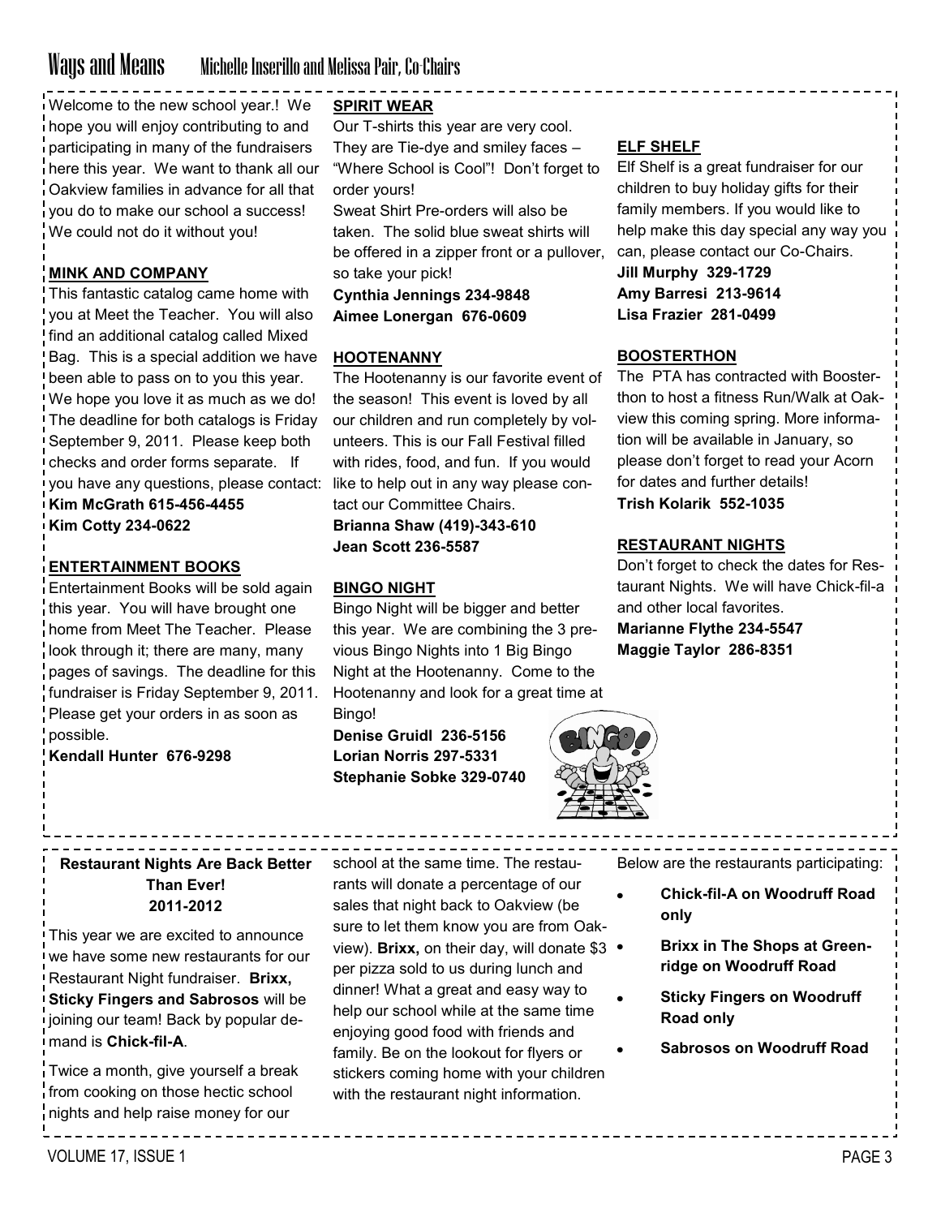# Ways and Means

Michelle Inserillo and Melissa Pair, Co-Chairs

Welcome to the new school year.! We hope you will enjoy contributing to and participating in many of the fundraisers here this year. We want to thank all our Oakview families in advance for all that you do to make our school a success! We could not do it without you!

### MINK AND COMPANY

This fantastic catalog came home with you at Meet the Teacher. You will also find an additional catalog called Mixed Bag. This is a special addition we have been able to pass on to you this year. We hope you love it as much as we do! The deadline for both catalogs is Friday September 9, 2011. Please keep both checks and order forms separate. If you have any questions, please contact:

**Kim McGrath 615-456-4455**
**Kim Cotty 234-0622**

### ENTERTAINMENT BOOKS

Entertainment Books will be sold again this year. You will have brought one home from Meet The Teacher. Please look through it; there are many, many pages of savings. The deadline for this fundraiser is Friday September 9, 2011. Please get your orders in as soon as possible.

**Kendall Hunter 676-9298**

### SPIRIT WEAR

Our T-shirts this year are very cool. They are Tie-dye and smiley faces – "Where School is Cool"! Don't forget to order yours!

Sweat Shirt Pre-orders will also be taken. The solid blue sweat shirts will be offered in a zipper front or a pullover, so take your pick!

**Cynthia Jennings 234-9848**
**Aimee Lonergan 676-0609**

### HOOTENANNY

The Hootenanny is our favorite event of the season! This event is loved by all our children and run completely by volunteers. This is our Fall Festival filled with rides, food, and fun. If you would like to help out in any way please contact our Committee Chairs.

**Brianna Shaw (419)-343-610**
**Jean Scott 236-5587**

### BINGO NIGHT

Bingo Night will be bigger and better this year. We are combining the 3 previous Bingo Nights into 1 Big Bingo Night at the Hootenanny. Come to the Hootenanny and look for a great time at Bingo!

**Denise Gruidl 236-5156**
**Lorian Norris 297-5331**
**Stephanie Sobke 329-0740**

### ELF SHELF

Elf Shelf is a great fundraiser for our children to buy holiday gifts for their family members. If you would like to help make this day special any way you can, please contact our Co-Chairs.

**Jill Murphy 329-1729**
**Amy Barresi 213-9614**
**Lisa Frazier 281-0499**

### BOOSTERTHON

The PTA has contracted with Boosterthon to host a fitness Run/Walk at Oakview this coming spring. More information will be available in January, so please don't forget to read your Acorn for dates and further details!

**Trish Kolarik 552-1035**

### RESTAURANT NIGHTS

Don't forget to check the dates for Restaurant Nights. We will have Chick-fil-a and other local favorites.

**Marianne Flythe 234-5547**
**Maggie Taylor 286-8351**

## Restaurant Nights Are Back Better Than Ever! 2011-2012

This year we are excited to announce we have some new restaurants for our Restaurant Night fundraiser. **Brixx, Sticky Fingers and Sabrosos** will be joining our team! Back by popular demand is **Chick-fil-A**.

Twice a month, give yourself a break from cooking on those hectic school nights and help raise money for our school at the same time. The restaurants will donate a percentage of our sales that night back to Oakview (be sure to let them know you are from Oakview). **Brixx,** on their day, will donate $3 per pizza sold to us during lunch and dinner! What a great and easy way to help our school while at the same time enjoying good food with friends and family. Be on the lookout for flyers or stickers coming home with your children with the restaurant night information.

Below are the restaurants participating:

- **Chick-fil-A on Woodruff Road only**
- **Brixx in The Shops at Greenridge on Woodruff Road**
- **Sticky Fingers on Woodruff Road only**
- **Sabrosos on Woodruff Road**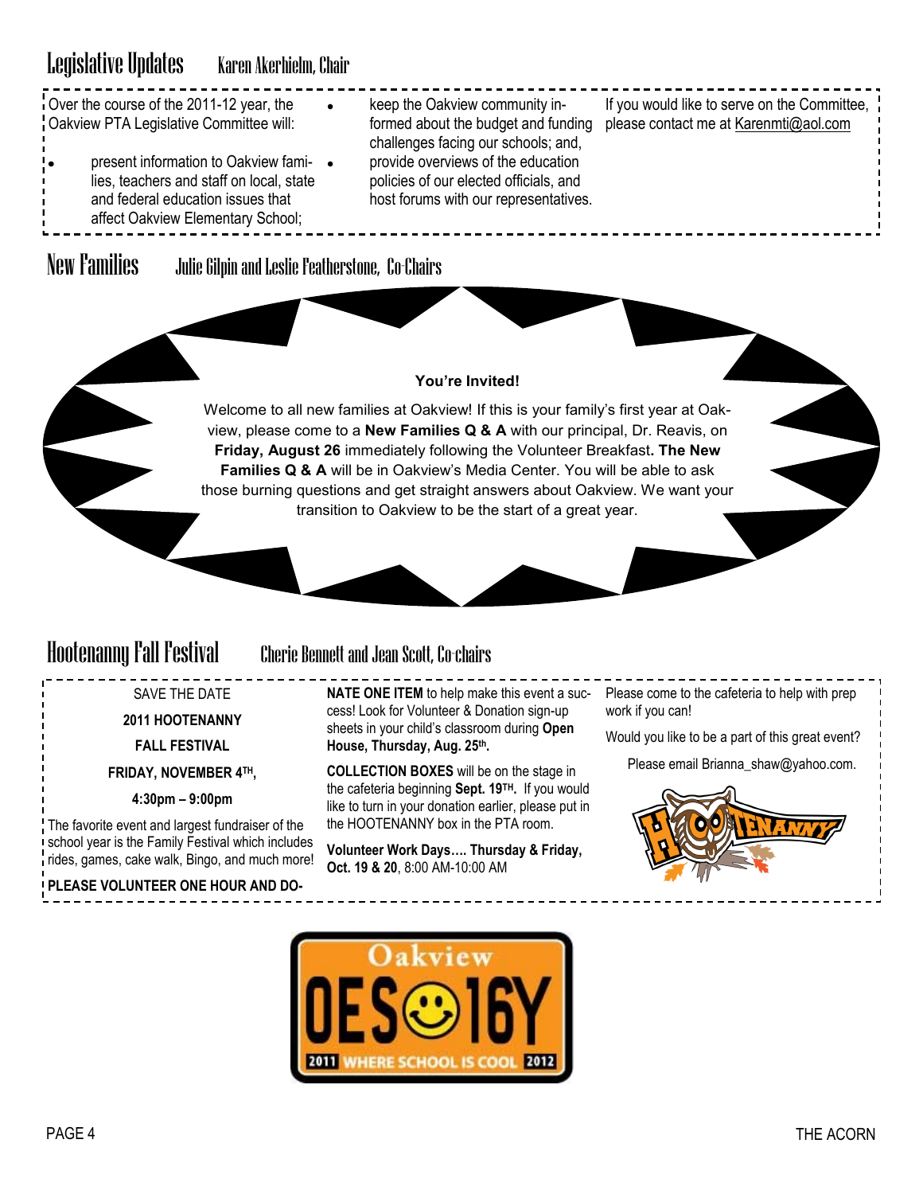## Legislative Updates — Karen Akerhielm, Chair

Over the course of the 2011-12 year, the Oakview PTA Legislative Committee will:

- present information to Oakview families, teachers and staff on local, state and federal education issues that affect Oakview Elementary School;
- keep the Oakview community informed about the budget and funding challenges facing our schools; and,
- provide overviews of the education policies of our elected officials, and host forums with our representatives.

If you would like to serve on the Committee, please contact me at Karenmti@aol.com

## New Families — Julie Gilpin and Leslie Featherstone, Co-Chairs

**You're Invited!**

Welcome to all new families at Oakview! If this is your family's first year at Oakview, please come to a **New Families Q & A** with our principal, Dr. Reavis, on **Friday, August 26** immediately following the Volunteer Breakfast**. The New Families Q & A** will be in Oakview's Media Center. You will be able to ask those burning questions and get straight answers about Oakview. We want your transition to Oakview to be the start of a great year.

## Hootenanny Fall Festival — Cherie Bennett and Jean Scott, Co-chairs

SAVE THE DATE

**2011 HOOTENANNY**

**FALL FESTIVAL**

**FRIDAY, NOVEMBER 4TH,**

**4:30pm – 9:00pm**

The favorite event and largest fundraiser of the school year is the Family Festival which includes rides, games, cake walk, Bingo, and much more!

**PLEASE VOLUNTEER ONE HOUR AND DONATE ONE ITEM** to help make this event a success! Look for Volunteer & Donation sign-up sheets in your child's classroom during **Open House, Thursday, Aug. 25th.**

**COLLECTION BOXES** will be on the stage in the cafeteria beginning **Sept. 19TH.** If you would like to turn in your donation earlier, please put in the HOOTENANNY box in the PTA room.

**Volunteer Work Days…. Thursday & Friday, Oct. 19 & 20**, 8:00 AM-10:00 AM

Please come to the cafeteria to help with prep work if you can!

Would you like to be a part of this great event?

Please email Brianna_shaw@yahoo.com.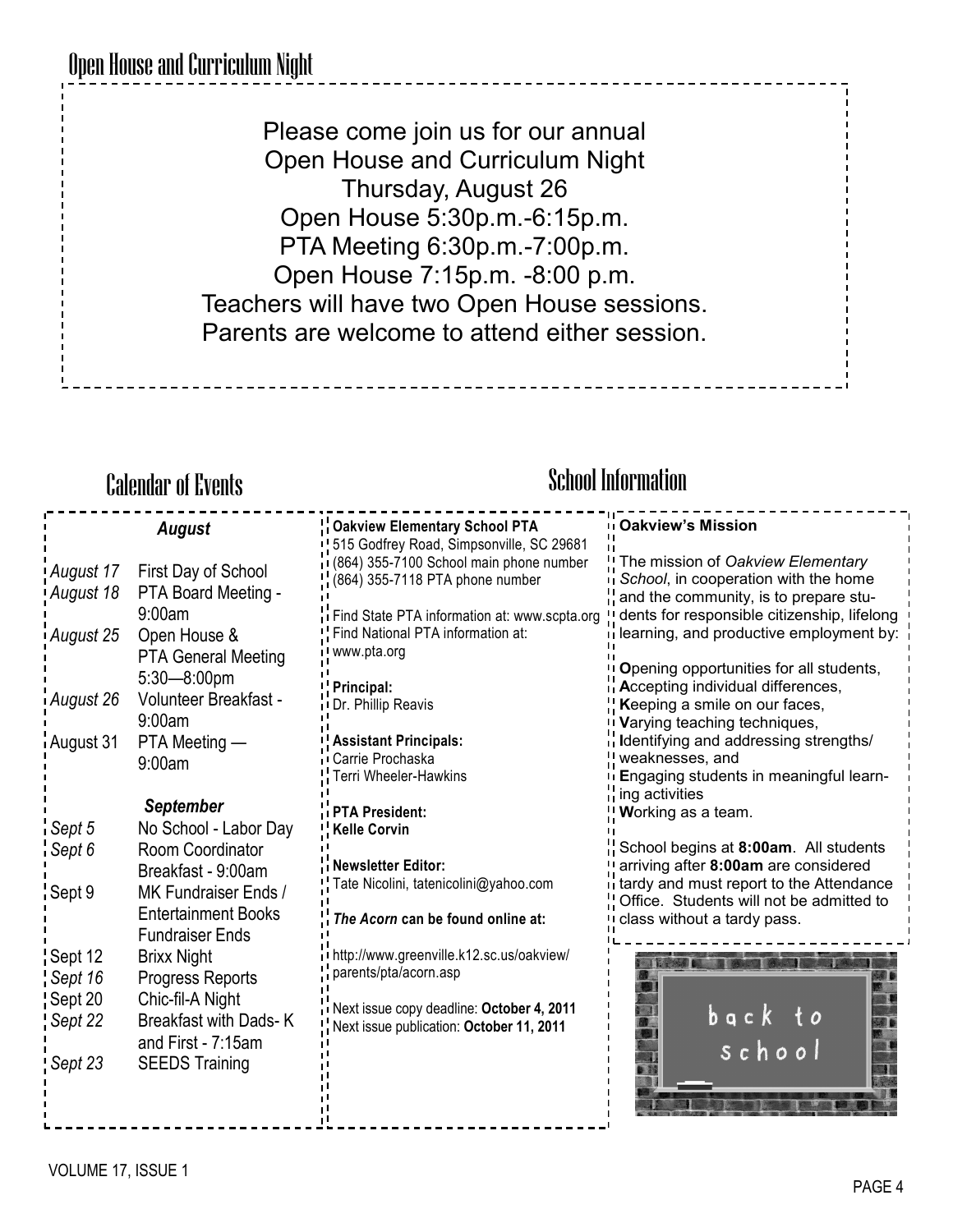## Open House and Curriculum Night

Please come join us for our annual
Open House and Curriculum Night
Thursday, August 26
Open House 5:30p.m.-6:15p.m.
PTA Meeting 6:30p.m.-7:00p.m.
Open House 7:15p.m. -8:00 p.m.
Teachers will have two Open House sessions.
Parents are welcome to attend either session.

## Calendar of Events

### *August*

| | |
|---|---|
| *August 17* | First Day of School |
| *August 18* | PTA Board Meeting - 9:00am |
| *August 25* | Open House & PTA General Meeting 5:30—8:00pm |
| *August 26* | Volunteer Breakfast - 9:00am |
| August 31 | PTA Meeting — 9:00am |

### *September*

| | |
|---|---|
| *Sept 5* | No School - Labor Day |
| *Sept 6* | Room Coordinator Breakfast - 9:00am |
| Sept 9 | MK Fundraiser Ends / Entertainment Books Fundraiser Ends |
| Sept 12 | Brixx Night |
| *Sept 16* | Progress Reports |
| Sept 20 | Chic-fil-A Night |
| *Sept 22* | Breakfast with Dads- K and First - 7:15am |
| *Sept 23* | SEEDS Training |

## School Information

**Oakview Elementary School PTA**
515 Godfrey Road, Simpsonville, SC 29681
(864) 355-7100 School main phone number
(864) 355-7118 PTA phone number

Find State PTA information at: www.scpta.org
Find National PTA information at: www.pta.org

**Principal:**
Dr. Phillip Reavis

**Assistant Principals:**
Carrie Prochaska
Terri Wheeler-Hawkins

**PTA President:**
**Kelle Corvin**

**Newsletter Editor:**
Tate Nicolini, tatenicolini@yahoo.com

***The Acorn* can be found online at:**

http://www.greenville.k12.sc.us/oakview/parents/pta/acorn.asp

Next issue copy deadline: **October 4, 2011**
Next issue publication: **October 11, 2011**

**Oakview's Mission**

The mission of *Oakview Elementary School*, in cooperation with the home and the community, is to prepare students for responsible citizenship, lifelong learning, and productive employment by:

**O**pening opportunities for all students,
**A**ccepting individual differences,
**K**eeping a smile on our faces,
**V**arying teaching techniques,
**I**dentifying and addressing strengths/weaknesses, and
**E**ngaging students in meaningful learning activities
**W**orking as a team.

School begins at **8:00am**. All students arriving after **8:00am** are considered tardy and must report to the Attendance Office. Students will not be admitted to class without a tardy pass.

back to school